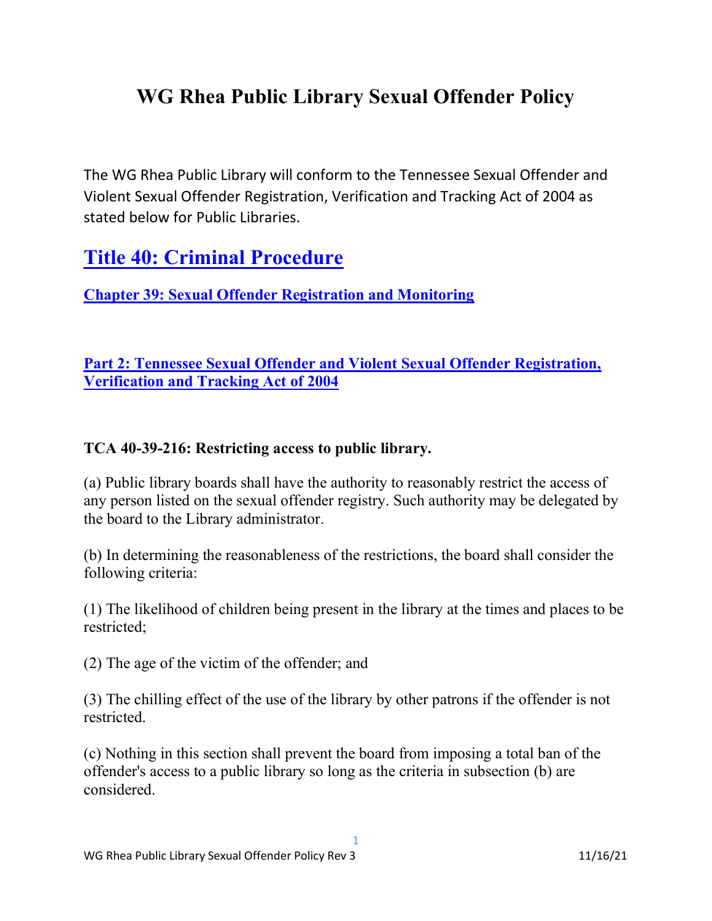# WG Rhea Public Library Sexual Offender Policy

The WG Rhea Public Library will conform to the Tennessee Sexual Offender and Violent Sexual Offender Registration, Verification and Tracking Act of 2004 as stated below for Public Libraries.

## Title 40: Criminal Procedure

### Chapter 39: Sexual Offender Registration and Monitoring

### Part 2: Tennessee Sexual Offender and Violent Sexual Offender Registration, Verification and Tracking Act of 2004

**TCA 40-39-216: Restricting access to public library.**

(a) Public library boards shall have the authority to reasonably restrict the access of any person listed on the sexual offender registry. Such authority may be delegated by the board to the Library administrator.

(b) In determining the reasonableness of the restrictions, the board shall consider the following criteria:

(1) The likelihood of children being present in the library at the times and places to be restricted;

(2) The age of the victim of the offender; and

(3) The chilling effect of the use of the library by other patrons if the offender is not restricted.

(c) Nothing in this section shall prevent the board from imposing a total ban of the offender's access to a public library so long as the criteria in subsection (b) are considered.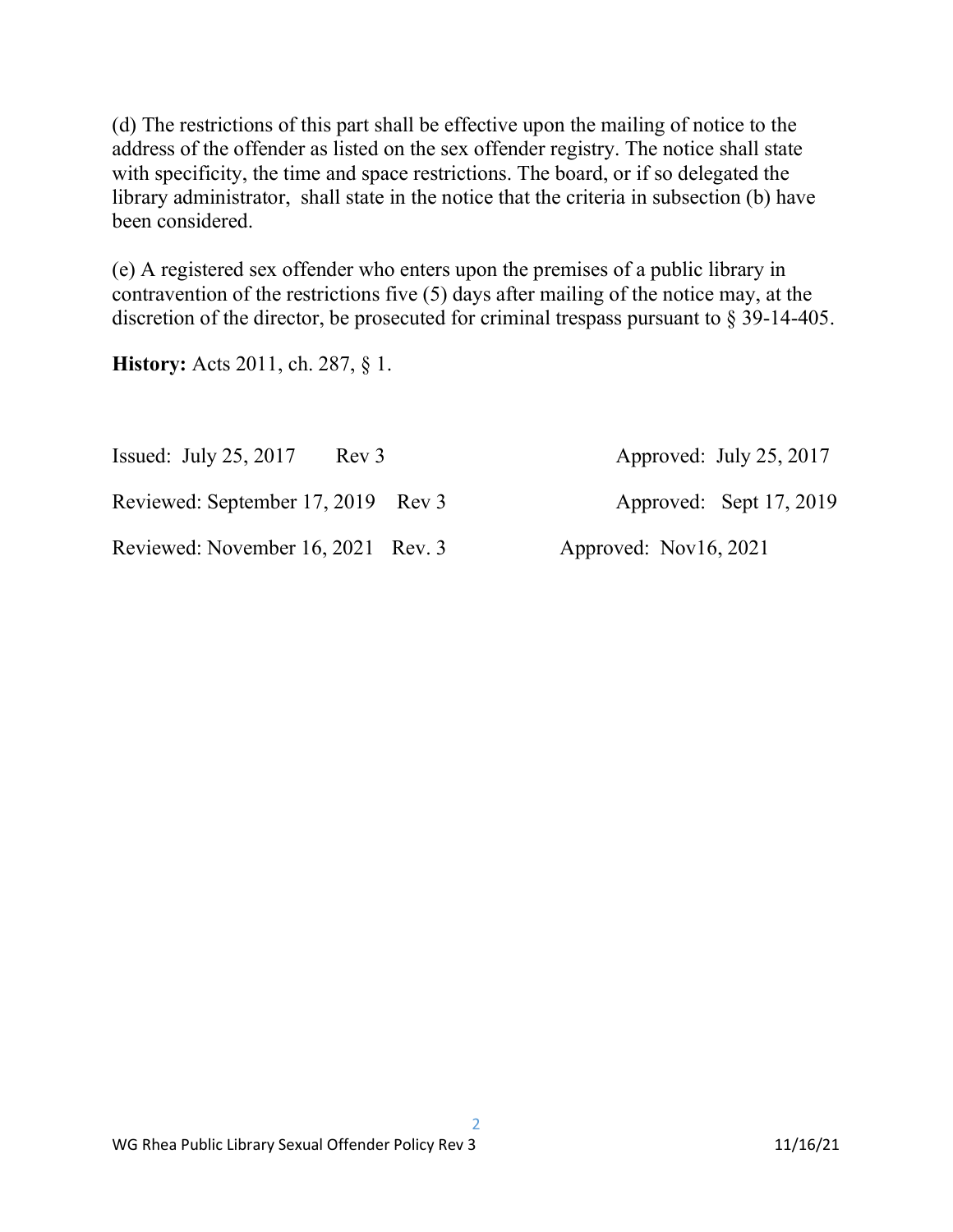(d) The restrictions of this part shall be effective upon the mailing of notice to the address of the offender as listed on the sex offender registry. The notice shall state with specificity, the time and space restrictions. The board, or if so delegated the library administrator, shall state in the notice that the criteria in subsection (b) have been considered.

(e) A registered sex offender who enters upon the premises of a public library in contravention of the restrictions five (5) days after mailing of the notice may, at the discretion of the director, be prosecuted for criminal trespass pursuant to § 39-14-405.

**History:** Acts 2011, ch. 287, § 1.

| | | |
|---|---|---|
| Issued: July 25, 2017 | Rev 3 | Approved: July 25, 2017 |
| Reviewed: September 17, 2019 | Rev 3 | Approved: Sept 17, 2019 |
| Reviewed: November 16, 2021 | Rev. 3 | Approved: Nov16, 2021 |